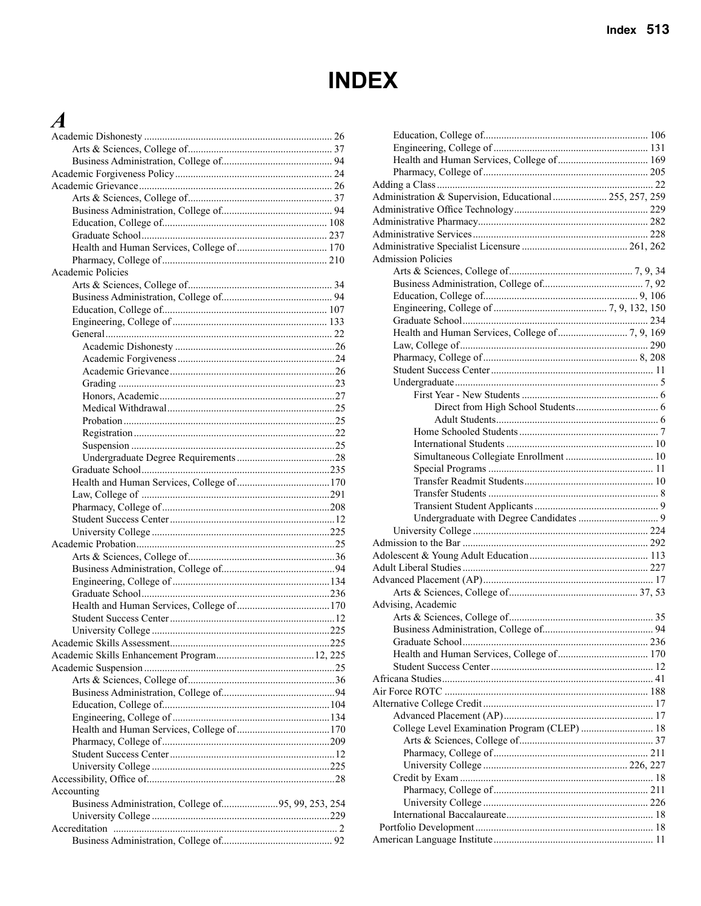# INDEX

## A

- Academic Dishonesty ... 26
  - Arts & Sciences, College of ... 37
  - Business Administration, College of ... 94
- Academic Forgiveness Policy ... 24
- Academic Grievance ... 26
  - Arts & Sciences, College of ... 37
  - Business Administration, College of ... 94
  - Education, College of ... 108
  - Graduate School ... 237
  - Health and Human Services, College of ... 170
  - Pharmacy, College of ... 210
- Academic Policies
  - Arts & Sciences, College of ... 34
  - Business Administration, College of ... 94
  - Education, College of ... 107
  - Engineering, College of ... 133
  - General ... 22
    - Academic Dishonesty ... 26
    - Academic Forgiveness ... 24
    - Academic Grievance ... 26
    - Grading ... 23
    - Honors, Academic ... 27
    - Medical Withdrawal ... 25
    - Probation ... 25
    - Registration ... 22
    - Suspension ... 25
    - Undergraduate Degree Requirements ... 28
  - Graduate School ... 235
  - Health and Human Services, College of ... 170
  - Law, College of ... 291
  - Pharmacy, College of ... 208
  - Student Success Center ... 12
  - University College ... 225
- Academic Probation ... 25
  - Arts & Sciences, College of ... 36
  - Business Administration, College of ... 94
  - Engineering, College of ... 134
  - Graduate School ... 236
  - Health and Human Services, College of ... 170
  - Student Success Center ... 12
  - University College ... 225
- Academic Skills Assessment ... 225
- Academic Skills Enhancement Program ... 12, 225
- Academic Suspension ... 25
  - Arts & Sciences, College of ... 36
  - Business Administration, College of ... 94
  - Education, College of ... 104
  - Engineering, College of ... 134
  - Health and Human Services, College of ... 170
  - Pharmacy, College of ... 209
  - Student Success Center ... 12
  - University College ... 225
- Accessibility, Office of ... 28
- Accounting
  - Business Administration, College of ... 95, 99, 253, 254
  - University College ... 229
- Accreditation ... 2
  - Business Administration, College of ... 92
  - Education, College of ... 106
  - Engineering, College of ... 131
  - Health and Human Services, College of ... 169
  - Pharmacy, College of ... 205
- Adding a Class ... 22
- Administration & Supervision, Educational ... 255, 257, 259
- Administrative Office Technology ... 229
- Administrative Pharmacy ... 282
- Administrative Services ... 228
- Administrative Specialist Licensure ... 261, 262
- Admission Policies
  - Arts & Sciences, College of ... 7, 9, 34
  - Business Administration, College of ... 7, 92
  - Education, College of ... 9, 106
  - Engineering, College of ... 7, 9, 132, 150
  - Graduate School ... 234
  - Health and Human Services, College of ... 7, 9, 169
  - Law, College of ... 290
  - Pharmacy, College of ... 8, 208
  - Student Success Center ... 11
  - Undergraduate ... 5
    - First Year - New Students ... 6
      - Direct from High School Students ... 6
      - Adult Students ... 6
    - Home Schooled Students ... 7
    - International Students ... 10
    - Simultaneous Collegiate Enrollment ... 10
    - Special Programs ... 11
    - Transfer Readmit Students ... 10
    - Transfer Students ... 8
    - Transient Student Applicants ... 9
    - Undergraduate with Degree Candidates ... 9
  - University College ... 224
- Admission to the Bar ... 292
- Adolescent & Young Adult Education ... 113
- Adult Liberal Studies ... 227
- Advanced Placement (AP) ... 17
  - Arts & Sciences, College of ... 37, 53
- Advising, Academic
  - Arts & Sciences, College of ... 35
  - Business Administration, College of ... 94
  - Graduate School ... 236
  - Health and Human Services, College of ... 170
  - Student Success Center ... 12
- Africana Studies ... 41
- Air Force ROTC ... 188
- Alternative College Credit ... 17
  - Advanced Placement (AP) ... 17
  - College Level Examination Program (CLEP) ... 18
    - Arts & Sciences, College of ... 37
    - Pharmacy, College of ... 211
    - University College ... 226, 227
  - Credit by Exam ... 18
    - Pharmacy, College of ... 211
    - University College ... 226
  - International Baccalaureate ... 18
- Portfolio Development ... 18
- American Language Institute ... 11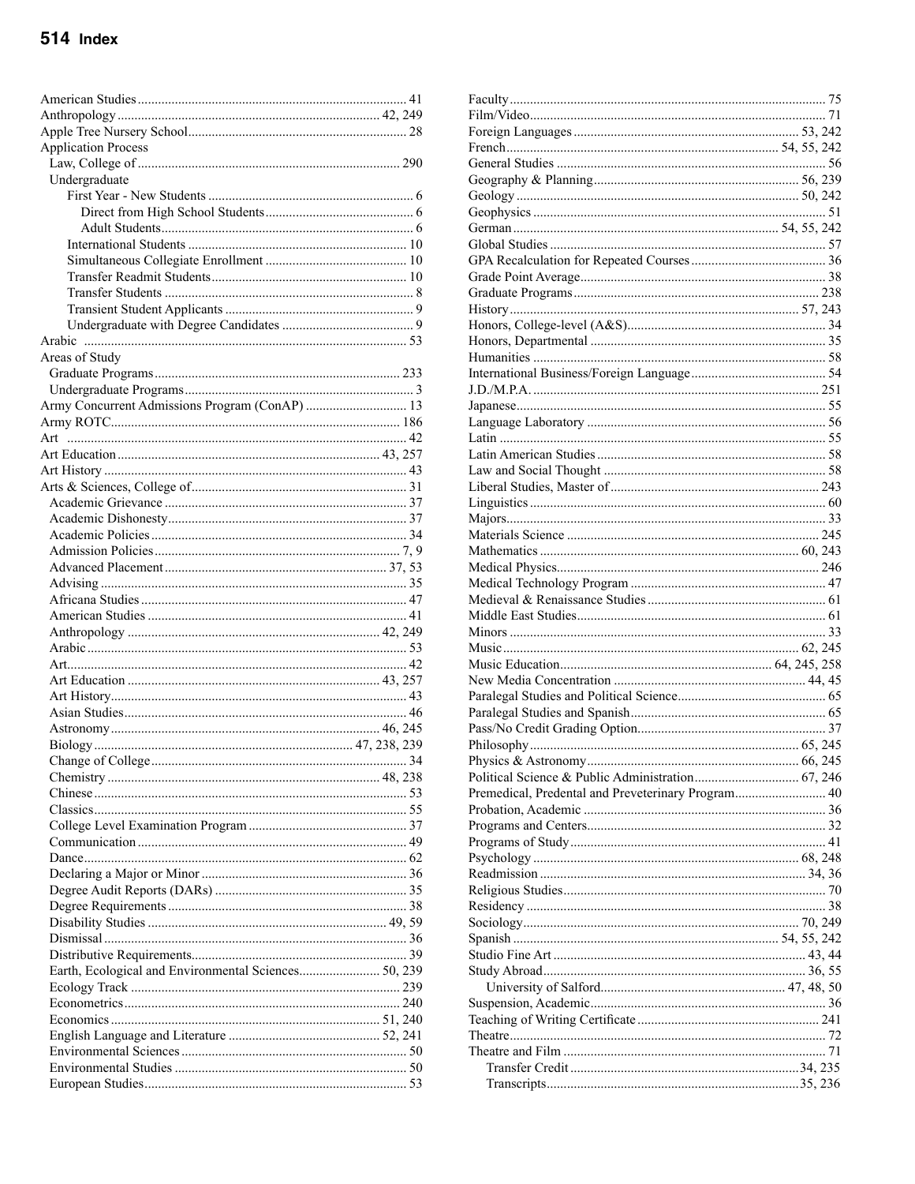American Studies .............................. 41
Anthropology .............................. 42, 249
Apple Tree Nursery School .............................. 28
Application Process
  Law, College of .............................. 290
  Undergraduate
    First Year - New Students .............................. 6
      Direct from High School Students .............................. 6
      Adult Students .............................. 6
    International Students .............................. 10
    Simultaneous Collegiate Enrollment .............................. 10
    Transfer Readmit Students .............................. 10
    Transfer Students .............................. 8
    Transient Student Applicants .............................. 9
    Undergraduate with Degree Candidates .............................. 9
Arabic .............................. 53
Areas of Study
  Graduate Programs .............................. 233
  Undergraduate Programs .............................. 3
Army Concurrent Admissions Program (ConAP) .............................. 13
Army ROTC .............................. 186
Art .............................. 42
Art Education .............................. 43, 257
Art History .............................. 43
Arts & Sciences, College of .............................. 31
  Academic Grievance .............................. 37
  Academic Dishonesty .............................. 37
  Academic Policies .............................. 34
  Admission Policies .............................. 7, 9
  Advanced Placement .............................. 37, 53
  Advising .............................. 35
  Africana Studies .............................. 47
  American Studies .............................. 41
  Anthropology .............................. 42, 249
  Arabic .............................. 53
  Art .............................. 42
  Art Education .............................. 43, 257
  Art History .............................. 43
  Asian Studies .............................. 46
  Astronomy .............................. 46, 245
  Biology .............................. 47, 238, 239
  Change of College .............................. 34
  Chemistry .............................. 48, 238
  Chinese .............................. 53
  Classics .............................. 55
  College Level Examination Program .............................. 37
  Communication .............................. 49
  Dance .............................. 62
  Declaring a Major or Minor .............................. 36
  Degree Audit Reports (DARs) .............................. 35
  Degree Requirements .............................. 38
  Disability Studies .............................. 49, 59
  Dismissal .............................. 36
  Distributive Requirements .............................. 39
  Earth, Ecological and Environmental Sciences .............................. 50, 239
  Ecology Track .............................. 239
  Econometrics .............................. 240
  Economics .............................. 51, 240
  English Language and Literature .............................. 52, 241
  Environmental Sciences .............................. 50
  Environmental Studies .............................. 50
  European Studies .............................. 53

Faculty .............................. 75
Film/Video .............................. 71
Foreign Languages .............................. 53, 242
French .............................. 54, 55, 242
General Studies .............................. 56
Geography & Planning .............................. 56, 239
Geology .............................. 50, 242
Geophysics .............................. 51
German .............................. 54, 55, 242
Global Studies .............................. 57
GPA Recalculation for Repeated Courses .............................. 36
Grade Point Average .............................. 38
Graduate Programs .............................. 238
History .............................. 57, 243
Honors, College-level (A&S) .............................. 34
Honors, Departmental .............................. 35
Humanities .............................. 58
International Business/Foreign Language .............................. 54
J.D./M.P.A. .............................. 251
Japanese .............................. 55
Language Laboratory .............................. 56
Latin .............................. 55
Latin American Studies .............................. 58
Law and Social Thought .............................. 58
Liberal Studies, Master of .............................. 243
Linguistics .............................. 60
Majors .............................. 33
Materials Science .............................. 245
Mathematics .............................. 60, 243
Medical Physics .............................. 246
Medical Technology Program .............................. 47
Medieval & Renaissance Studies .............................. 61
Middle East Studies .............................. 61
Minors .............................. 33
Music .............................. 62, 245
Music Education .............................. 64, 245, 258
New Media Concentration .............................. 44, 45
Paralegal Studies and Political Science .............................. 65
Paralegal Studies and Spanish .............................. 65
Pass/No Credit Grading Option .............................. 37
Philosophy .............................. 65, 245
Physics & Astronomy .............................. 66, 245
Political Science & Public Administration .............................. 67, 246
Premedical, Predental and Preveterinary Program .............................. 40
Probation, Academic .............................. 36
Programs and Centers .............................. 32
Programs of Study .............................. 41
Psychology .............................. 68, 248
Readmission .............................. 34, 36
Religious Studies .............................. 70
Residency .............................. 38
Sociology .............................. 70, 249
Spanish .............................. 54, 55, 242
Studio Fine Art .............................. 43, 44
Study Abroad .............................. 36, 55
  University of Salford .............................. 47, 48, 50
Suspension, Academic .............................. 36
Teaching of Writing Certificate .............................. 241
Theatre .............................. 72
Theatre and Film .............................. 71
  Transfer Credit .............................. 34, 235
  Transcripts .............................. 35, 236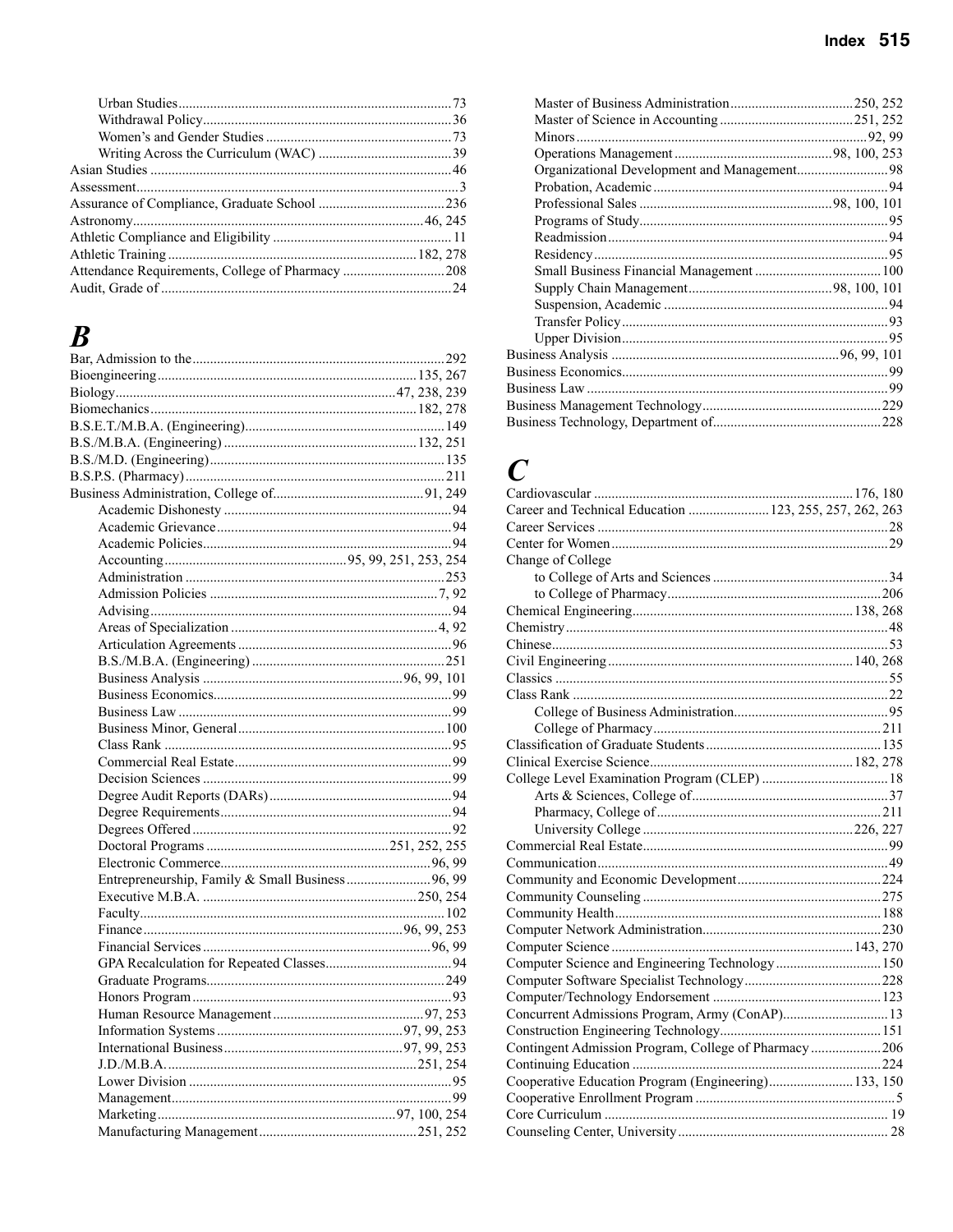- Urban Studies ... 73
- Withdrawal Policy ... 36
- Women's and Gender Studies ... 73
- Writing Across the Curriculum (WAC) ... 39

Asian Studies ... 46
Assessment ... 3
Assurance of Compliance, Graduate School ... 236
Astronomy ... 46, 245
Athletic Compliance and Eligibility ... 11
Athletic Training ... 182, 278
Attendance Requirements, College of Pharmacy ... 208
Audit, Grade of ... 24

# B

Bar, Admission to the ... 292
Bioengineering ... 135, 267
Biology ... 47, 238, 239
Biomechanics ... 182, 278
B.S.E.T./M.B.A. (Engineering) ... 149
B.S./M.B.A. (Engineering) ... 132, 251
B.S./M.D. (Engineering) ... 135
B.S.P.S. (Pharmacy) ... 211
Business Administration, College of ... 91, 249

- Academic Dishonesty ... 94
- Academic Grievance ... 94
- Academic Policies ... 94
- Accounting ... 95, 99, 251, 253, 254
- Administration ... 253
- Admission Policies ... 7, 92
- Advising ... 94
- Areas of Specialization ... 4, 92
- Articulation Agreements ... 96
- B.S./M.B.A. (Engineering) ... 251
- Business Analysis ... 96, 99, 101
- Business Economics ... 99
- Business Law ... 99
- Business Minor, General ... 100
- Class Rank ... 95
- Commercial Real Estate ... 99
- Decision Sciences ... 99
- Degree Audit Reports (DARs) ... 94
- Degree Requirements ... 94
- Degrees Offered ... 92
- Doctoral Programs ... 251, 252, 255
- Electronic Commerce ... 96, 99
- Entrepreneurship, Family & Small Business ... 96, 99
- Executive M.B.A. ... 250, 254
- Faculty ... 102
- Finance ... 96, 99, 253
- Financial Services ... 96, 99
- GPA Recalculation for Repeated Classes ... 94
- Graduate Programs ... 249
- Honors Program ... 93
- Human Resource Management ... 97, 253
- Information Systems ... 97, 99, 253
- International Business ... 97, 99, 253
- J.D./M.B.A. ... 251, 254
- Lower Division ... 95
- Management ... 99
- Marketing ... 97, 100, 254
- Manufacturing Management ... 251, 252
- Master of Business Administration ... 250, 252
- Master of Science in Accounting ... 251, 252
- Minors ... 92, 99
- Operations Management ... 98, 100, 253
- Organizational Development and Management ... 98
- Probation, Academic ... 94
- Professional Sales ... 98, 100, 101
- Programs of Study ... 95
- Readmission ... 94
- Residency ... 95
- Small Business Financial Management ... 100
- Supply Chain Management ... 98, 100, 101
- Suspension, Academic ... 94
- Transfer Policy ... 93
- Upper Division ... 95

Business Analysis ... 96, 99, 101
Business Economics ... 99
Business Law ... 99
Business Management Technology ... 229
Business Technology, Department of ... 228

# C

Cardiovascular ... 176, 180
Career and Technical Education ... 123, 255, 257, 262, 263
Career Services ... 28
Center for Women ... 29
Change of College

- to College of Arts and Sciences ... 34
- to College of Pharmacy ... 206

Chemical Engineering ... 138, 268
Chemistry ... 48
Chinese ... 53
Civil Engineering ... 140, 268
Classics ... 55
Class Rank ... 22

- College of Business Administration ... 95
- College of Pharmacy ... 211

Classification of Graduate Students ... 135
Clinical Exercise Science ... 182, 278
College Level Examination Program (CLEP) ... 18

- Arts & Sciences, College of ... 37
- Pharmacy, College of ... 211
- University College ... 226, 227

Commercial Real Estate ... 99
Communication ... 49
Community and Economic Development ... 224
Community Counseling ... 275
Community Health ... 188
Computer Network Administration ... 230
Computer Science ... 143, 270
Computer Science and Engineering Technology ... 150
Computer Software Specialist Technology ... 228
Computer/Technology Endorsement ... 123
Concurrent Admissions Program, Army (ConAP) ... 13
Construction Engineering Technology ... 151
Contingent Admission Program, College of Pharmacy ... 206
Continuing Education ... 224
Cooperative Education Program (Engineering) ... 133, 150
Cooperative Enrollment Program ... 5
Core Curriculum ... 19
Counseling Center, University ... 28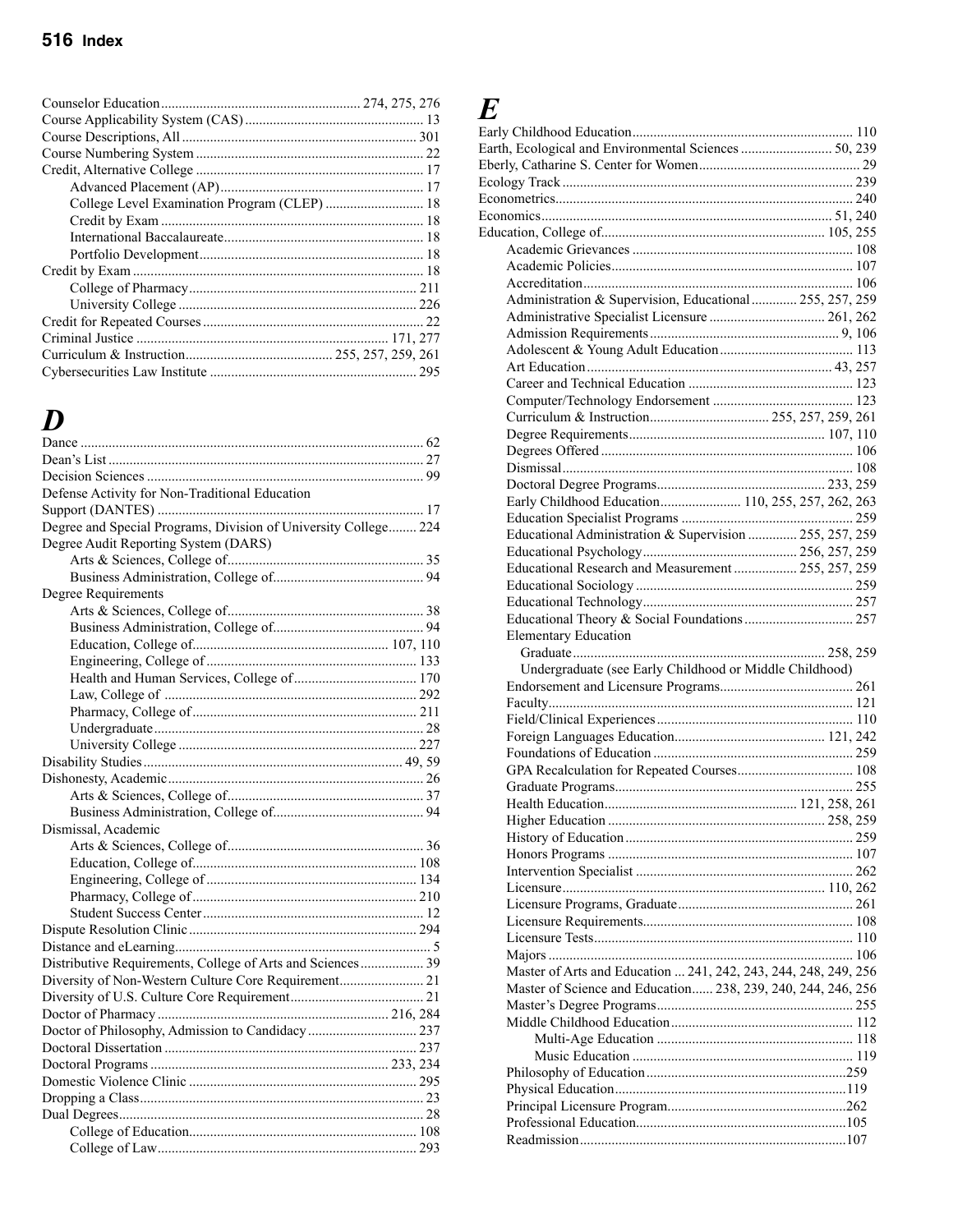Counselor Education ... 274, 275, 276
Course Applicability System (CAS) ... 13
Course Descriptions, All ... 301
Course Numbering System ... 22
Credit, Alternative College ... 17
- Advanced Placement (AP) ... 17
- College Level Examination Program (CLEP) ... 18
- Credit by Exam ... 18
- International Baccalaureate ... 18
- Portfolio Development ... 18

Credit by Exam ... 18
- College of Pharmacy ... 211
- University College ... 226

Credit for Repeated Courses ... 22
Criminal Justice ... 171, 277
Curriculum & Instruction ... 255, 257, 259, 261
Cybersecurities Law Institute ... 295

## D

Dance ... 62
Dean's List ... 27
Decision Sciences ... 99
Defense Activity for Non-Traditional Education Support (DANTES) ... 17
Degree and Special Programs, Division of University College ... 224
Degree Audit Reporting System (DARS)
- Arts & Sciences, College of ... 35
- Business Administration, College of ... 94

Degree Requirements
- Arts & Sciences, College of ... 38
- Business Administration, College of ... 94
- Education, College of ... 107, 110
- Engineering, College of ... 133
- Health and Human Services, College of ... 170
- Law, College of ... 292
- Pharmacy, College of ... 211
- Undergraduate ... 28
- University College ... 227

Disability Studies ... 49, 59
Dishonesty, Academic ... 26
- Arts & Sciences, College of ... 37
- Business Administration, College of ... 94

Dismissal, Academic
- Arts & Sciences, College of ... 36
- Education, College of ... 108
- Engineering, College of ... 134
- Pharmacy, College of ... 210
- Student Success Center ... 12

Dispute Resolution Clinic ... 294
Distance and eLearning ... 5
Distributive Requirements, College of Arts and Sciences ... 39
Diversity of Non-Western Culture Core Requirement ... 21
Diversity of U.S. Culture Core Requirement ... 21
Doctor of Pharmacy ... 216, 284
Doctor of Philosophy, Admission to Candidacy ... 237
Doctoral Dissertation ... 237
Doctoral Programs ... 233, 234
Domestic Violence Clinic ... 295
Dropping a Class ... 23
Dual Degrees ... 28
- College of Education ... 108
- College of Law ... 293

## E

Early Childhood Education ... 110
Earth, Ecological and Environmental Sciences ... 50, 239
Eberly, Catharine S. Center for Women ... 29
Ecology Track ... 239
Econometrics ... 240
Economics ... 51, 240
Education, College of ... 105, 255
- Academic Grievances ... 108
- Academic Policies ... 107
- Accreditation ... 106
- Administration & Supervision, Educational ... 255, 257, 259
- Administrative Specialist Licensure ... 261, 262
- Admission Requirements ... 9, 106
- Adolescent & Young Adult Education ... 113
- Art Education ... 43, 257
- Career and Technical Education ... 123
- Computer/Technology Endorsement ... 123
- Curriculum & Instruction ... 255, 257, 259, 261
- Degree Requirements ... 107, 110
- Degrees Offered ... 106
- Dismissal ... 108
- Doctoral Degree Programs ... 233, 259
- Early Childhood Education ... 110, 255, 257, 262, 263
- Education Specialist Programs ... 259
- Educational Administration & Supervision ... 255, 257, 259
- Educational Psychology ... 256, 257, 259
- Educational Research and Measurement ... 255, 257, 259
- Educational Sociology ... 259
- Educational Technology ... 257
- Educational Theory & Social Foundations ... 257
- Elementary Education
  - Graduate ... 258, 259
  - Undergraduate (see Early Childhood or Middle Childhood)
- Endorsement and Licensure Programs ... 261
- Faculty ... 121
- Field/Clinical Experiences ... 110
- Foreign Languages Education ... 121, 242
- Foundations of Education ... 259
- GPA Recalculation for Repeated Courses ... 108
- Graduate Programs ... 255
- Health Education ... 121, 258, 261
- Higher Education ... 258, 259
- History of Education ... 259
- Honors Programs ... 107
- Intervention Specialist ... 262
- Licensure ... 110, 262
- Licensure Programs, Graduate ... 261
- Licensure Requirements ... 108
- Licensure Tests ... 110
- Majors ... 106
- Master of Arts and Education ... 241, 242, 243, 244, 248, 249, 256
- Master of Science and Education ... 238, 239, 240, 244, 246, 256
- Master's Degree Programs ... 255
- Middle Childhood Education ... 112
  - Multi-Age Education ... 118
  - Music Education ... 119
- Philosophy of Education ... 259
- Physical Education ... 119
- Principal Licensure Program ... 262
- Professional Education ... 105
- Readmission ... 107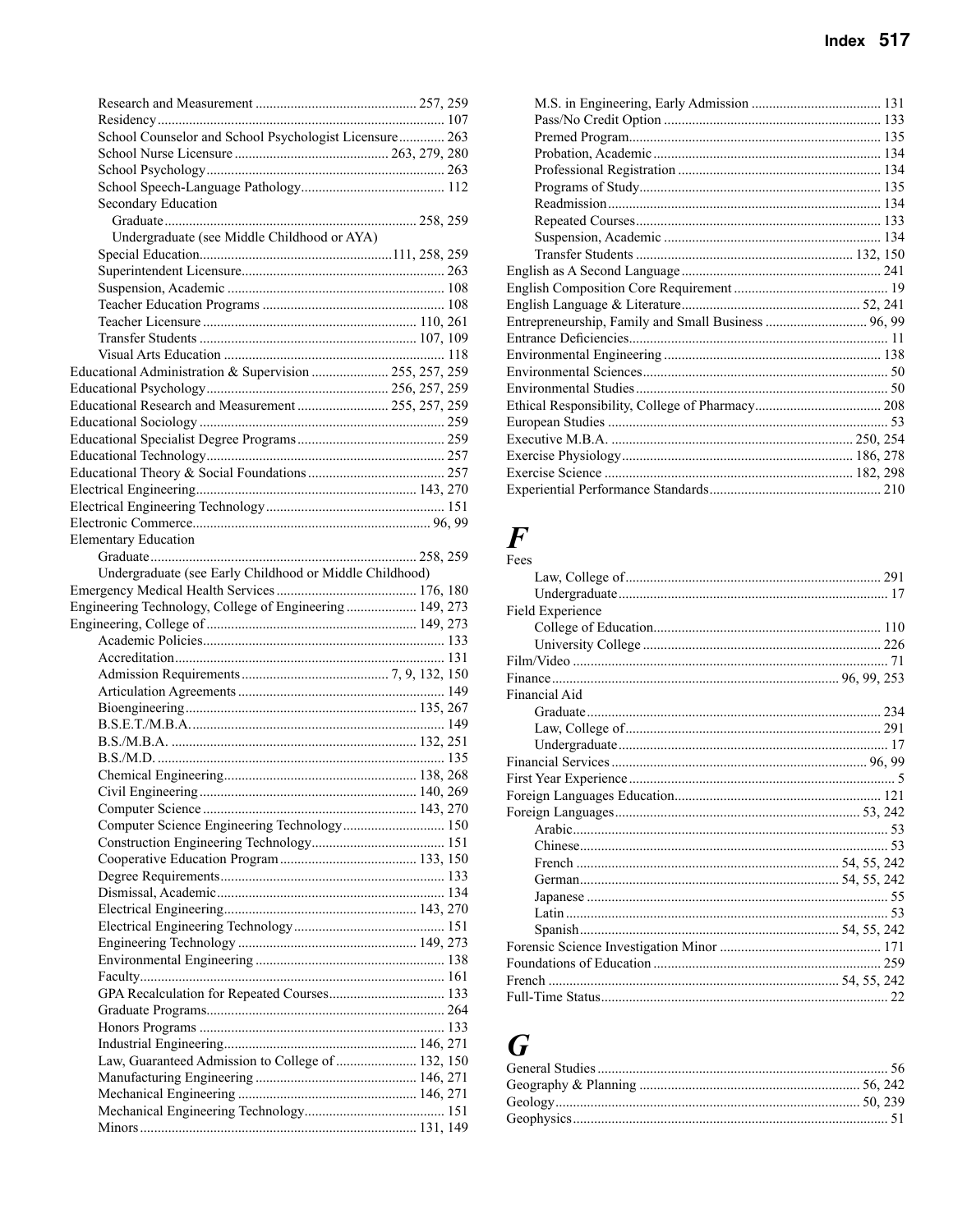Research and Measurement ............................................. 257, 259
Residency ............................................................................. 107
School Counselor and School Psychologist Licensure ............. 263
School Nurse Licensure ........................................... 263, 279, 280
School Psychology ................................................................... 263
School Speech-Language Pathology ......................................... 112
Secondary Education
Graduate ....................................................................... 258, 259
Undergraduate (see Middle Childhood or AYA)
Special Education ...................................................... 111, 258, 259
Superintendent Licensure ......................................................... 263
Suspension, Academic ............................................................. 108
Teacher Education Programs ................................................... 108
Teacher Licensure ............................................................ 110, 261
Transfer Students ............................................................. 107, 109
Visual Arts Education .............................................................. 118
Educational Administration & Supervision ...................... 255, 257, 259
Educational Psychology ................................................... 256, 257, 259
Educational Research and Measurement .......................... 255, 257, 259
Educational Sociology ..................................................................... 259
Educational Specialist Degree Programs .......................................... 259
Educational Technology ................................................................... 257
Educational Theory & Social Foundations ....................................... 257
Electrical Engineering ............................................................. 143, 270
Electrical Engineering Technology .................................................. 151
Electronic Commerce ................................................................... 96, 99
Elementary Education
Graduate ........................................................................... 258, 259
Undergraduate (see Early Childhood or Middle Childhood)
Emergency Medical Health Services ........................................ 176, 180
Engineering Technology, College of Engineering .................... 149, 273
Engineering, College of ........................................................... 149, 273
Academic Policies .................................................................... 133
Accreditation ............................................................................ 131
Admission Requirements ......................................... 7, 9, 132, 150
Articulation Agreements .......................................................... 149
Bioengineering ................................................................. 135, 267
B.S.E.T./M.B.A. ....................................................................... 149
B.S./M.B.A. ..................................................................... 132, 251
B.S./M.D. ................................................................................ 135
Chemical Engineering ...................................................... 138, 268
Civil Engineering ............................................................. 140, 269
Computer Science ............................................................ 143, 270
Computer Science Engineering Technology ............................. 150
Construction Engineering Technology ...................................... 151
Cooperative Education Program ....................................... 133, 150
Degree Requirements ............................................................... 133
Dismissal, Academic ................................................................ 134
Electrical Engineering ...................................................... 143, 270
Electrical Engineering Technology ........................................... 151
Engineering Technology .................................................. 149, 273
Environmental Engineering ..................................................... 138
Faculty ..................................................................................... 161
GPA Recalculation for Repeated Courses ................................. 133
Graduate Programs ................................................................. 264
Honors Programs ..................................................................... 133
Industrial Engineering ...................................................... 146, 271
Law, Guaranteed Admission to College of ....................... 132, 150
Manufacturing Engineering ............................................. 146, 271
Mechanical Engineering .................................................. 146, 271
Mechanical Engineering Technology ....................................... 151
Minors ............................................................................. 131, 149
M.S. in Engineering, Early Admission .................................... 131
Pass/No Credit Option ............................................................. 133
Premed Program ...................................................................... 135
Probation, Academic ................................................................ 134
Professional Registration ......................................................... 134
Programs of Study .................................................................... 135
Readmission ............................................................................. 134
Repeated Courses ..................................................................... 133
Suspension, Academic ............................................................. 134
Transfer Students ............................................................. 132, 150
English as A Second Language ......................................................... 241
English Composition Core Requirement ............................................ 19
English Language & Literature .................................................. 52, 241
Entrepreneurship, Family and Small Business ............................. 96, 99
Entrance Deficiencies ......................................................................... 11
Environmental Engineering ............................................................. 138
Environmental Sciences ..................................................................... 50
Environmental Studies ....................................................................... 50
Ethical Responsibility, College of Pharmacy .................................... 208
European Studies ............................................................................... 53
Executive M.B.A. ..................................................................... 250, 254
Exercise Physiology ................................................................. 186, 278
Exercise Science ...................................................................... 182, 298
Experiential Performance Standards ................................................ 210

# F

Fees
Law, College of ........................................................................ 291
Undergraduate ........................................................................... 17
Field Experience
College of Education ................................................................ 110
University College ................................................................... 226
Film/Video ......................................................................................... 71
Finance ................................................................................ 96, 99, 253
Financial Aid
Graduate .................................................................................. 234
Law, College of ........................................................................ 291
Undergraduate ........................................................................... 17
Financial Services ......................................................................... 96, 99
First Year Experience ........................................................................... 5
Foreign Languages Education .......................................................... 121
Foreign Languages ..................................................................... 53, 242
Arabic ......................................................................................... 53
Chinese ....................................................................................... 53
French ......................................................................... 54, 55, 242
German ........................................................................ 54, 55, 242
Japanese ..................................................................................... 55
Latin ........................................................................................... 53
Spanish ........................................................................ 54, 55, 242
Forensic Science Investigation Minor ............................................. 171
Foundations of Education ................................................................ 259
French ................................................................................. 54, 55, 242
Full-Time Status ................................................................................. 22

# G

General Studies ................................................................................. 56
Geography & Planning .............................................................. 56, 242
Geology ..................................................................................... 50, 239
Geophysics ......................................................................................... 51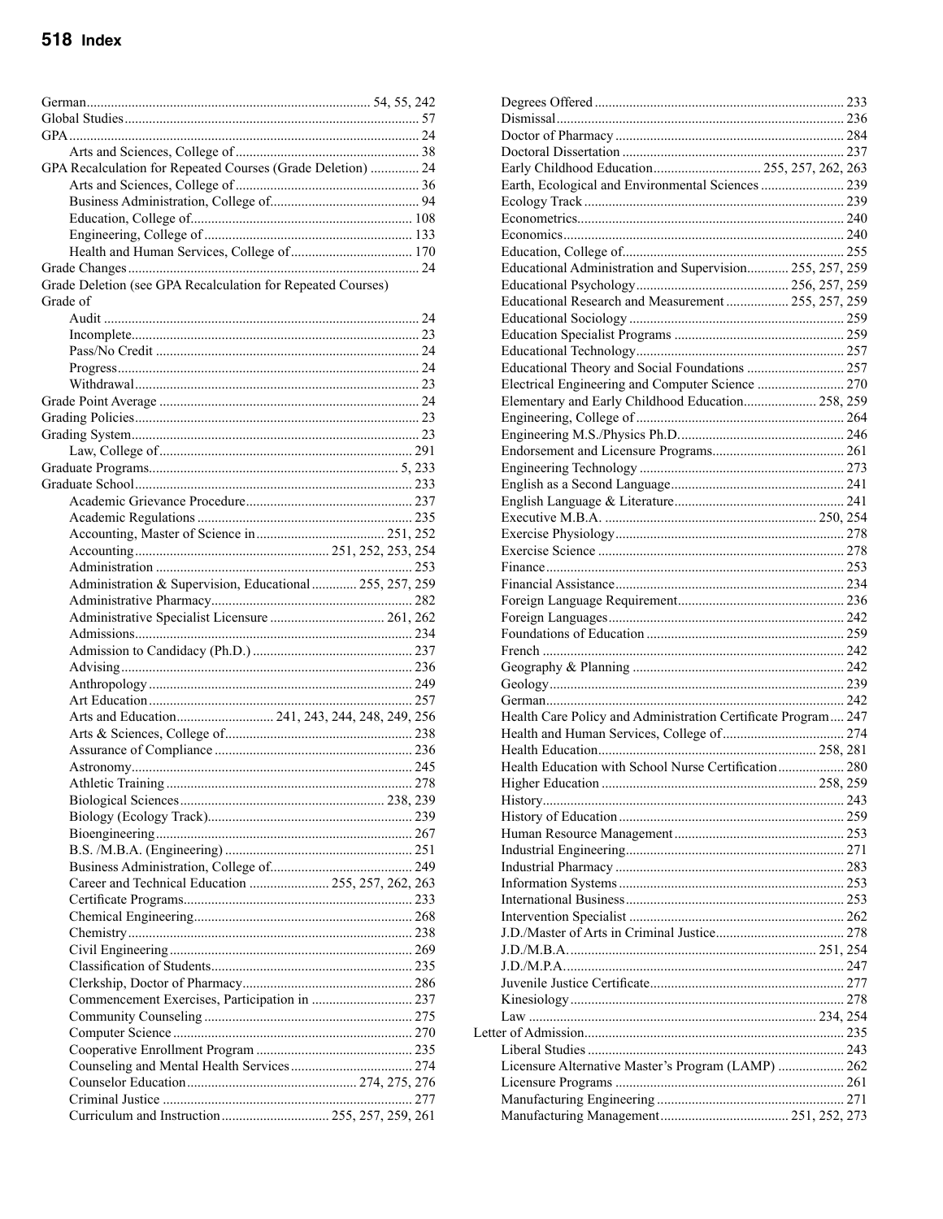# Index

German ... 54, 55, 242
Global Studies ... 57
GPA ... 24
  Arts and Sciences, College of ... 38
GPA Recalculation for Repeated Courses (Grade Deletion) ... 24
  Arts and Sciences, College of ... 36
  Business Administration, College of ... 94
  Education, College of ... 108
  Engineering, College of ... 133
  Health and Human Services, College of ... 170
Grade Changes ... 24
Grade Deletion (see GPA Recalculation for Repeated Courses)
Grade of
  Audit ... 24
  Incomplete ... 23
  Pass/No Credit ... 24
  Progress ... 24
  Withdrawal ... 23
Grade Point Average ... 24
Grading Policies ... 23
Grading System ... 23
  Law, College of ... 291
Graduate Programs ... 5, 233
Graduate School ... 233
  Academic Grievance Procedure ... 237
  Academic Regulations ... 235
  Accounting, Master of Science in ... 251, 252
  Accounting ... 251, 252, 253, 254
  Administration ... 253
  Administration & Supervision, Educational ... 255, 257, 259
  Administrative Pharmacy ... 282
  Administrative Specialist Licensure ... 261, 262
  Admissions ... 234
  Admission to Candidacy (Ph.D.) ... 237
  Advising ... 236
  Anthropology ... 249
  Art Education ... 257
  Arts and Education ... 241, 243, 244, 248, 249, 256
  Arts & Sciences, College of ... 238
  Assurance of Compliance ... 236
  Astronomy ... 245
  Athletic Training ... 278
  Biological Sciences ... 238, 239
  Biology (Ecology Track) ... 239
  Bioengineering ... 267
  B.S. /M.B.A. (Engineering) ... 251
  Business Administration, College of ... 249
  Career and Technical Education ... 255, 257, 262, 263
  Certificate Programs ... 233
  Chemical Engineering ... 268
  Chemistry ... 238
  Civil Engineering ... 269
  Classification of Students ... 235
  Clerkship, Doctor of Pharmacy ... 286
  Commencement Exercises, Participation in ... 237
  Community Counseling ... 275
  Computer Science ... 270
  Cooperative Enrollment Program ... 235
  Counseling and Mental Health Services ... 274
  Counselor Education ... 274, 275, 276
  Criminal Justice ... 277
  Curriculum and Instruction ... 255, 257, 259, 261
  Degrees Offered ... 233
  Dismissal ... 236
  Doctor of Pharmacy ... 284
  Doctoral Dissertation ... 237
  Early Childhood Education ... 255, 257, 262, 263
  Earth, Ecological and Environmental Sciences ... 239
  Ecology Track ... 239
  Econometrics ... 240
  Economics ... 240
  Education, College of ... 255
  Educational Administration and Supervision ... 255, 257, 259
  Educational Psychology ... 256, 257, 259
  Educational Research and Measurement ... 255, 257, 259
  Educational Sociology ... 259
  Education Specialist Programs ... 259
  Educational Technology ... 257
  Educational Theory and Social Foundations ... 257
  Electrical Engineering and Computer Science ... 270
  Elementary and Early Childhood Education ... 258, 259
  Engineering, College of ... 264
  Engineering M.S./Physics Ph.D. ... 246
  Endorsement and Licensure Programs ... 261
  Engineering Technology ... 273
  English as a Second Language ... 241
  English Language & Literature ... 241
  Executive M.B.A. ... 250, 254
  Exercise Physiology ... 278
  Exercise Science ... 278
  Finance ... 253
  Financial Assistance ... 234
  Foreign Language Requirement ... 236
  Foreign Languages ... 242
  Foundations of Education ... 259
  French ... 242
  Geography & Planning ... 242
  Geology ... 239
  German ... 242
  Health Care Policy and Administration Certificate Program ... 247
  Health and Human Services, College of ... 274
  Health Education ... 258, 281
  Health Education with School Nurse Certification ... 280
  Higher Education ... 258, 259
  History ... 243
  History of Education ... 259
  Human Resource Management ... 253
  Industrial Engineering ... 271
  Industrial Pharmacy ... 283
  Information Systems ... 253
  International Business ... 253
  Intervention Specialist ... 262
  J.D./Master of Arts in Criminal Justice ... 278
  J.D./M.B.A. ... 251, 254
  J.D./M.P.A. ... 247
  Juvenile Justice Certificate ... 277
  Kinesiology ... 278
  Law ... 234, 254
Letter of Admission ... 235
  Liberal Studies ... 243
  Licensure Alternative Master's Program (LAMP) ... 262
  Licensure Programs ... 261
  Manufacturing Engineering ... 271
  Manufacturing Management ... 251, 252, 273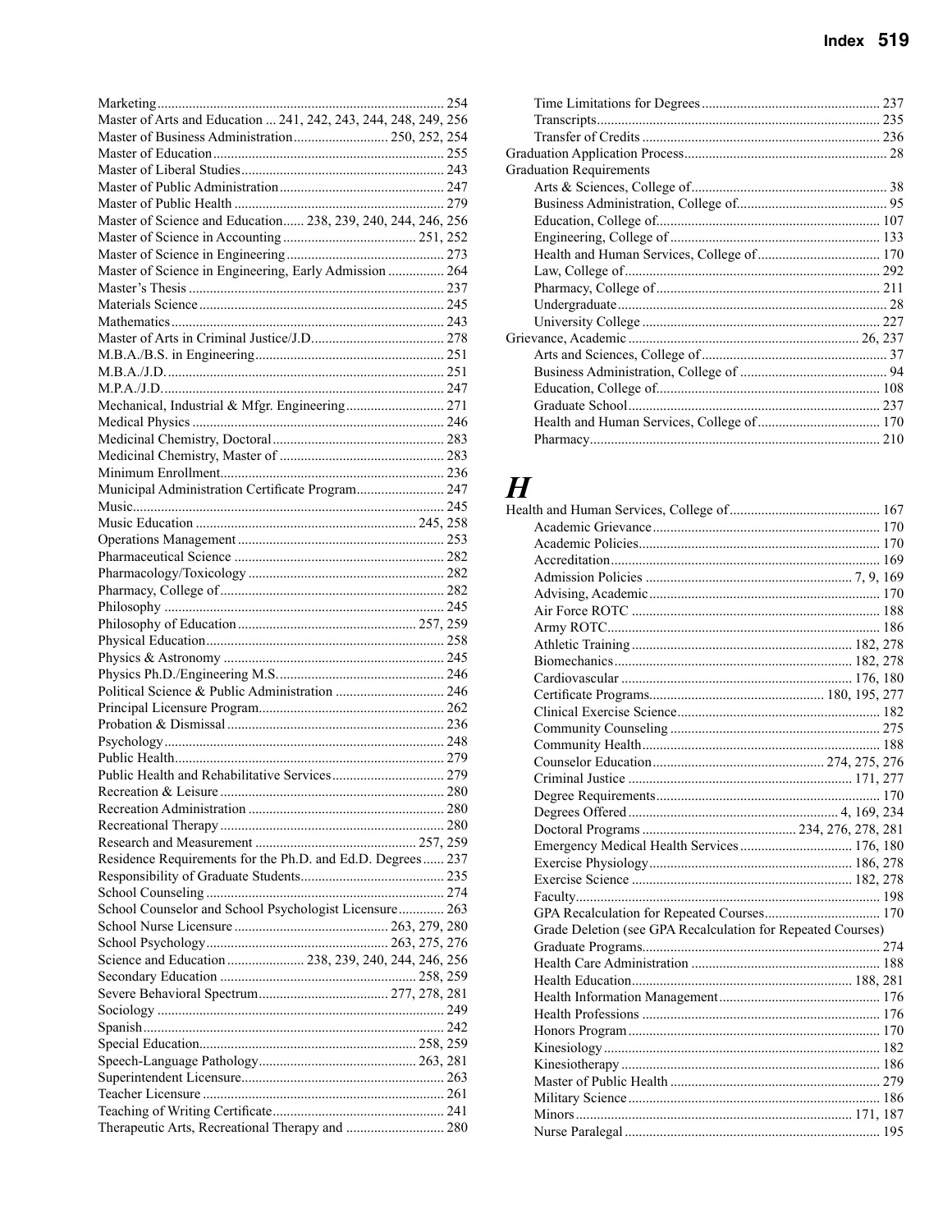Marketing ... 254
Master of Arts and Education ... 241, 242, 243, 244, 248, 249, 256
Master of Business Administration ... 250, 252, 254
Master of Education ... 255
Master of Liberal Studies ... 243
Master of Public Administration ... 247
Master of Public Health ... 279
Master of Science and Education ... 238, 239, 240, 244, 246, 256
Master of Science in Accounting ... 251, 252
Master of Science in Engineering ... 273
Master of Science in Engineering, Early Admission ... 264
Master's Thesis ... 237
Materials Science ... 245
Mathematics ... 243
Master of Arts in Criminal Justice/J.D. ... 278
M.B.A./B.S. in Engineering ... 251
M.B.A./J.D. ... 251
M.P.A./J.D. ... 247
Mechanical, Industrial & Mfgr. Engineering ... 271
Medical Physics ... 246
Medicinal Chemistry, Doctoral ... 283
Medicinal Chemistry, Master of ... 283
Minimum Enrollment ... 236
Municipal Administration Certificate Program ... 247
Music ... 245
Music Education ... 245, 258
Operations Management ... 253
Pharmaceutical Science ... 282
Pharmacology/Toxicology ... 282
Pharmacy, College of ... 282
Philosophy ... 245
Philosophy of Education ... 257, 259
Physical Education ... 258
Physics & Astronomy ... 245
Physics Ph.D./Engineering M.S. ... 246
Political Science & Public Administration ... 246
Principal Licensure Program ... 262
Probation & Dismissal ... 236
Psychology ... 248
Public Health ... 279
Public Health and Rehabilitative Services ... 279
Recreation & Leisure ... 280
Recreation Administration ... 280
Recreational Therapy ... 280
Research and Measurement ... 257, 259
Residence Requirements for the Ph.D. and Ed.D. Degrees ... 237
Responsibility of Graduate Students ... 235
School Counseling ... 274
School Counselor and School Psychologist Licensure ... 263
School Nurse Licensure ... 263, 279, 280
School Psychology ... 263, 275, 276
Science and Education ... 238, 239, 240, 244, 246, 256
Secondary Education ... 258, 259
Severe Behavioral Spectrum ... 277, 278, 281
Sociology ... 249
Spanish ... 242
Special Education ... 258, 259
Speech-Language Pathology ... 263, 281
Superintendent Licensure ... 263
Teacher Licensure ... 261
Teaching of Writing Certificate ... 241
Therapeutic Arts, Recreational Therapy and ... 280

Time Limitations for Degrees ... 237
Transcripts ... 235
Transfer of Credits ... 236

Graduation Application Process ... 28

Graduation Requirements
- Arts & Sciences, College of ... 38
- Business Administration, College of ... 95
- Education, College of ... 107
- Engineering, College of ... 133
- Health and Human Services, College of ... 170
- Law, College of ... 292
- Pharmacy, College of ... 211
- Undergraduate ... 28
- University College ... 227

Grievance, Academic ... 26, 237
- Arts and Sciences, College of ... 37
- Business Administration, College of ... 94
- Education, College of ... 108
- Graduate School ... 237
- Health and Human Services, College of ... 170
- Pharmacy ... 210

# *H*

Health and Human Services, College of ... 167
- Academic Grievance ... 170
- Academic Policies ... 170
- Accreditation ... 169
- Admission Policies ... 7, 9, 169
- Advising, Academic ... 170
- Air Force ROTC ... 188
- Army ROTC ... 186
- Athletic Training ... 182, 278
- Biomechanics ... 182, 278
- Cardiovascular ... 176, 180
- Certificate Programs ... 180, 195, 277
- Clinical Exercise Science ... 182
- Community Counseling ... 275
- Community Health ... 188
- Counselor Education ... 274, 275, 276
- Criminal Justice ... 171, 277
- Degree Requirements ... 170
- Degrees Offered ... 4, 169, 234
- Doctoral Programs ... 234, 276, 278, 281
- Emergency Medical Health Services ... 176, 180
- Exercise Physiology ... 186, 278
- Exercise Science ... 182, 278
- Faculty ... 198
- GPA Recalculation for Repeated Courses ... 170
- Grade Deletion (see GPA Recalculation for Repeated Courses)
- Graduate Programs ... 274
- Health Care Administration ... 188
- Health Education ... 188, 281
- Health Information Management ... 176
- Health Professions ... 176
- Honors Program ... 170
- Kinesiology ... 182
- Kinesiotherapy ... 186
- Master of Public Health ... 279
- Military Science ... 186
- Minors ... 171, 187
- Nurse Paralegal ... 195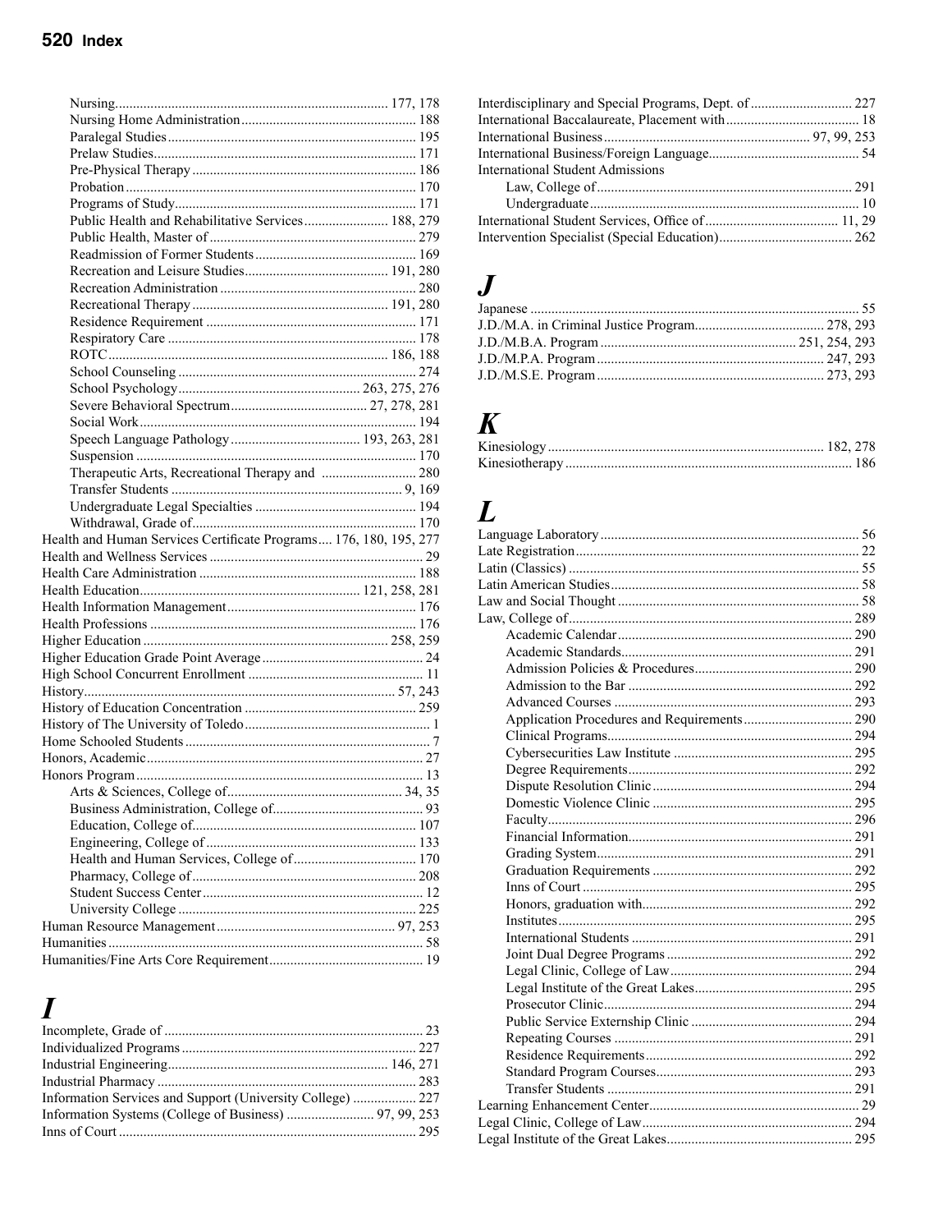- Nursing ... 177, 178
- Nursing Home Administration ... 188
- Paralegal Studies ... 195
- Prelaw Studies ... 171
- Pre-Physical Therapy ... 186
- Probation ... 170
- Programs of Study ... 171
- Public Health and Rehabilitative Services ... 188, 279
- Public Health, Master of ... 279
- Readmission of Former Students ... 169
- Recreation and Leisure Studies ... 191, 280
- Recreation Administration ... 280
- Recreational Therapy ... 191, 280
- Residence Requirement ... 171
- Respiratory Care ... 178
- ROTC ... 186, 188
- School Counseling ... 274
- School Psychology ... 263, 275, 276
- Severe Behavioral Spectrum ... 27, 278, 281
- Social Work ... 194
- Speech Language Pathology ... 193, 263, 281
- Suspension ... 170
- Therapeutic Arts, Recreational Therapy and ... 280
- Transfer Students ... 9, 169
- Undergraduate Legal Specialties ... 194
- Withdrawal, Grade of ... 170

Health and Human Services Certificate Programs ... 176, 180, 195, 277
Health and Wellness Services ... 29
Health Care Administration ... 188
Health Education ... 121, 258, 281
Health Information Management ... 176
Health Professions ... 176
Higher Education ... 258, 259
Higher Education Grade Point Average ... 24
High School Concurrent Enrollment ... 11
History ... 57, 243
History of Education Concentration ... 259
History of The University of Toledo ... 1
Home Schooled Students ... 7
Honors, Academic ... 27
Honors Program ... 13

- Arts & Sciences, College of ... 34, 35
- Business Administration, College of ... 93
- Education, College of ... 107
- Engineering, College of ... 133
- Health and Human Services, College of ... 170
- Pharmacy, College of ... 208
- Student Success Center ... 12
- University College ... 225

Human Resource Management ... 97, 253
Humanities ... 58
Humanities/Fine Arts Core Requirement ... 19

# I

Incomplete, Grade of ... 23
Individualized Programs ... 227
Industrial Engineering ... 146, 271
Industrial Pharmacy ... 283
Information Services and Support (University College) ... 227
Information Systems (College of Business) ... 97, 99, 253
Inns of Court ... 295
Interdisciplinary and Special Programs, Dept. of ... 227
International Baccalaureate, Placement with ... 18
International Business ... 97, 99, 253
International Business/Foreign Language ... 54
International Student Admissions

- Law, College of ... 291
- Undergraduate ... 10

International Student Services, Office of ... 11, 29
Intervention Specialist (Special Education) ... 262

# J

Japanese ... 55
J.D./M.A. in Criminal Justice Program ... 278, 293
J.D./M.B.A. Program ... 251, 254, 293
J.D./M.P.A. Program ... 247, 293
J.D./M.S.E. Program ... 273, 293

# K

Kinesiology ... 182, 278
Kinesiotherapy ... 186

# L

Language Laboratory ... 56
Late Registration ... 22
Latin (Classics) ... 55
Latin American Studies ... 58
Law and Social Thought ... 58
Law, College of ... 289

- Academic Calendar ... 290
- Academic Standards ... 291
- Admission Policies & Procedures ... 290
- Admission to the Bar ... 292
- Advanced Courses ... 293
- Application Procedures and Requirements ... 290
- Clinical Programs ... 294
- Cybersecurities Law Institute ... 295
- Degree Requirements ... 292
- Dispute Resolution Clinic ... 294
- Domestic Violence Clinic ... 295
- Faculty ... 296
- Financial Information ... 291
- Grading System ... 291
- Graduation Requirements ... 292
- Inns of Court ... 295
- Honors, graduation with ... 292
- Institutes ... 295
- International Students ... 291
- Joint Dual Degree Programs ... 292
- Legal Clinic, College of Law ... 294
- Legal Institute of the Great Lakes ... 295
- Prosecutor Clinic ... 294
- Public Service Externship Clinic ... 294
- Repeating Courses ... 291
- Residence Requirements ... 292
- Standard Program Courses ... 293
- Transfer Students ... 291

Learning Enhancement Center ... 29
Legal Clinic, College of Law ... 294
Legal Institute of the Great Lakes ... 295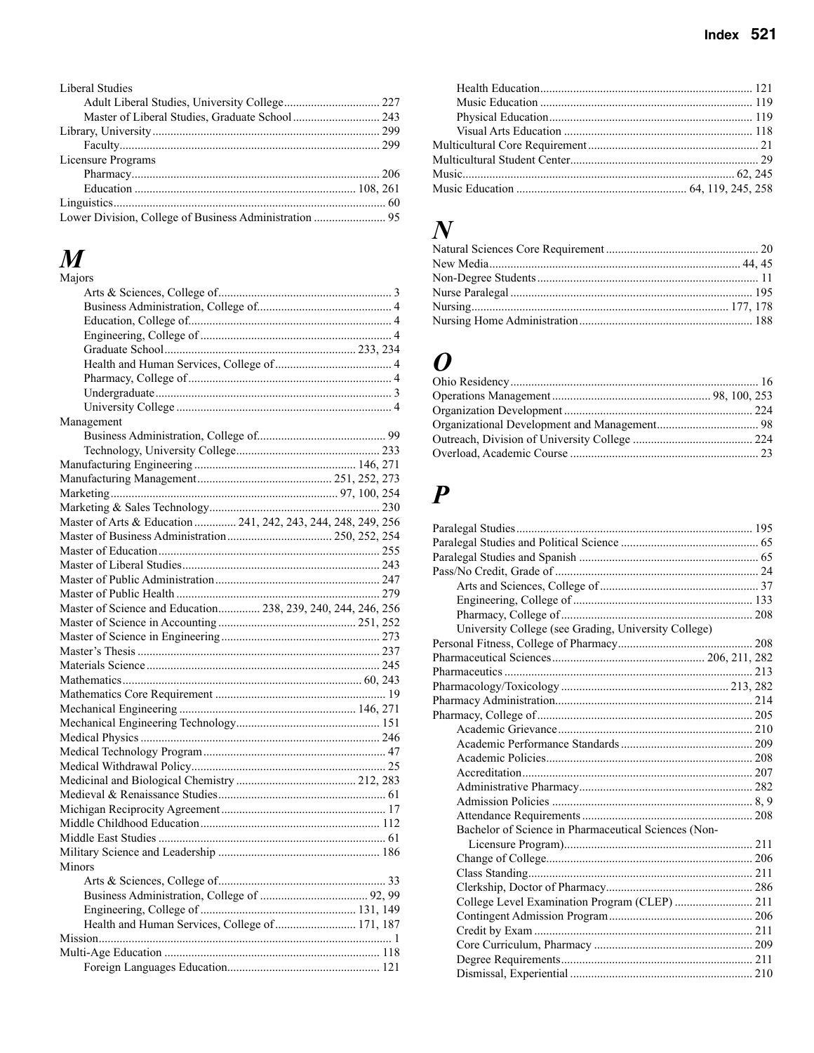Liberal Studies
- Adult Liberal Studies, University College ................................ 227
- Master of Liberal Studies, Graduate School ............................ 243

Library, University ........................................................................... 299
- Faculty ...................................................................................... 299

Licensure Programs
- Pharmacy .................................................................................. 206
- Education ......................................................................... 108, 261

Linguistics ........................................................................................... 60

Lower Division, College of Business Administration ........................ 95

## M

Majors
- Arts & Sciences, College of .......................................................... 3
- Business Administration, College of ............................................ 4
- Education, College of ................................................................... 4
- Engineering, College of ............................................................... 4
- Graduate School ............................................................... 233, 234
- Health and Human Services, College of ...................................... 4
- Pharmacy, College of ................................................................... 4
- Undergraduate .............................................................................. 3
- University College ....................................................................... 4

Management
- Business Administration, College of .......................................... 99
- Technology, University College ................................................ 233

Manufacturing Engineering ...................................................... 146, 271

Manufacturing Management ............................................ 251, 252, 273

Marketing ........................................................................... 97, 100, 254

Marketing & Sales Technology ......................................................... 230

Master of Arts & Education ............. 241, 242, 243, 244, 248, 249, 256

Master of Business Administration ................................... 250, 252, 254

Master of Education ......................................................................... 255

Master of Liberal Studies .................................................................. 243

Master of Public Administration ....................................................... 247

Master of Public Health .................................................................... 279

Master of Science and Education ............. 238, 239, 240, 244, 246, 256

Master of Science in Accounting ............................................. 251, 252

Master of Science in Engineering ..................................................... 273

Master's Thesis ................................................................................ 237

Materials Science ............................................................................. 245

Mathematics ............................................................................... 60, 243

Mathematics Core Requirement ......................................................... 19

Mechanical Engineering ........................................................... 146, 271

Mechanical Engineering Technology ............................................... 151

Medical Physics ............................................................................... 246

Medical Technology Program ............................................................. 47

Medical Withdrawal Policy ................................................................. 25

Medicinal and Biological Chemistry ........................................ 212, 283

Medieval & Renaissance Studies ........................................................ 61

Michigan Reciprocity Agreement ....................................................... 17

Middle Childhood Education ............................................................ 112

Middle East Studies ........................................................................... 61

Military Science and Leadership ...................................................... 186

Minors
- Arts & Sciences, College of ........................................................ 33
- Business Administration, College of .................................... 92, 99
- Engineering, College of .................................................... 131, 149
- Health and Human Services, College of ........................... 171, 187

Mission ................................................................................................. 1

Multi-Age Education ....................................................................... 118
- Foreign Languages Education ................................................... 121
- Health Education ...................................................................... 121
- Music Education ...................................................................... 119
- Physical Education ................................................................... 119
- Visual Arts Education .............................................................. 118

Multicultural Core Requirement ......................................................... 21

Multicultural Student Center .............................................................. 29

Music ........................................................................................... 62, 245

Music Education ......................................................... 64, 119, 245, 258

## N

Natural Sciences Core Requirement ................................................... 20

New Media ................................................................................... 44, 45

Non-Degree Students ......................................................................... 11

Nurse Paralegal ................................................................................ 195

Nursing ...................................................................................... 177, 178

Nursing Home Administration .......................................................... 188

## O

Ohio Residency .................................................................................. 16

Operations Management ..................................................... 98, 100, 253

Organization Development .............................................................. 224

Organizational Development and Management .................................. 98

Outreach, Division of University College ........................................ 224

Overload, Academic Course .............................................................. 23

## P

Paralegal Studies .............................................................................. 195

Paralegal Studies and Political Science .............................................. 65

Paralegal Studies and Spanish ............................................................ 65

Pass/No Credit, Grade of .................................................................... 24
- Arts and Sciences, College of ..................................................... 37
- Engineering, College of ............................................................ 133
- Pharmacy, College of ................................................................ 208
- University College (see Grading, University College)

Personal Fitness, College of Pharmacy ............................................. 208

Pharmaceutical Sciences .................................................. 206, 211, 282

Pharmaceutics ................................................................................... 213

Pharmacology/Toxicology ........................................................ 213, 282

Pharmacy Administration .................................................................. 214

Pharmacy, College of ....................................................................... 205
- Academic Grievance ................................................................ 210
- Academic Performance Standards ............................................ 209
- Academic Policies .................................................................... 208
- Accreditation ............................................................................ 207
- Administrative Pharmacy ......................................................... 282
- Admission Policies ................................................................... 8, 9
- Attendance Requirements ......................................................... 208
- Bachelor of Science in Pharmaceutical Sciences (Non-Licensure Program) .............................................................. 211
- Change of College .................................................................... 206
- Class Standing .......................................................................... 211
- Clerkship, Doctor of Pharmacy ................................................. 286
- College Level Examination Program (CLEP) ........................... 211
- Contingent Admission Program ................................................ 206
- Credit by Exam ......................................................................... 211
- Core Curriculum, Pharmacy ..................................................... 209
- Degree Requirements ............................................................... 211
- Dismissal, Experiential ............................................................ 210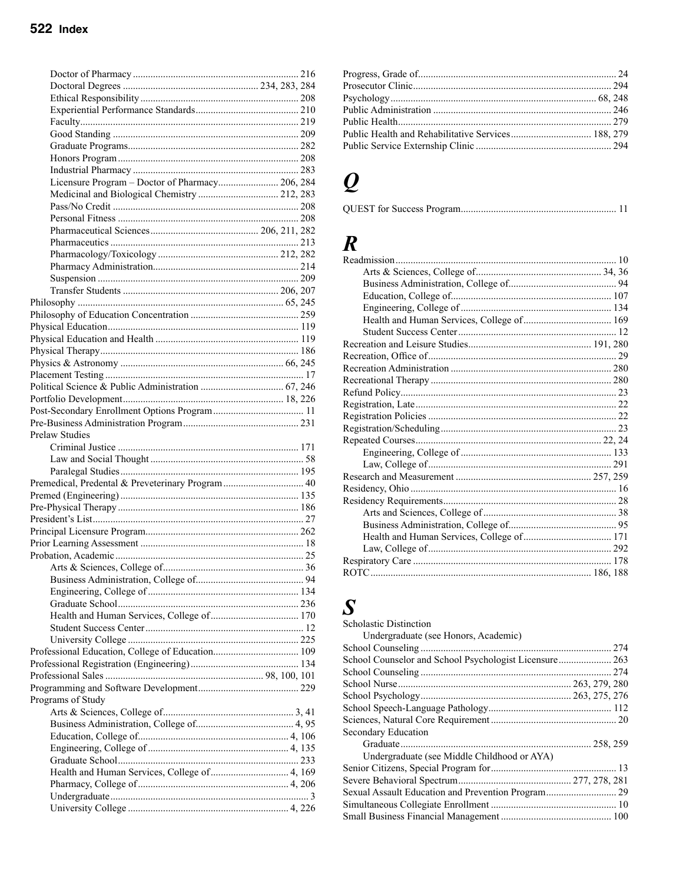Doctor of Pharmacy ........ 216
Doctoral Degrees ........ 234, 283, 284
Ethical Responsibility ........ 208
Experiential Performance Standards ........ 210
Faculty ........ 219
Good Standing ........ 209
Graduate Programs ........ 282
Honors Program ........ 208
Industrial Pharmacy ........ 283
Licensure Program – Doctor of Pharmacy ........ 206, 284
Medicinal and Biological Chemistry ........ 212, 283
Pass/No Credit ........ 208
Personal Fitness ........ 208
Pharmaceutical Sciences ........ 206, 211, 282
Pharmaceutics ........ 213
Pharmacology/Toxicology ........ 212, 282
Pharmacy Administration ........ 214
Suspension ........ 209
Transfer Students ........ 206, 207

Philosophy ........ 65, 245
Philosophy of Education Concentration ........ 259
Physical Education ........ 119
Physical Education and Health ........ 119
Physical Therapy ........ 186
Physics & Astronomy ........ 66, 245
Placement Testing ........ 17
Political Science & Public Administration ........ 67, 246
Portfolio Development ........ 18, 226
Post-Secondary Enrollment Options Program ........ 11
Pre-Business Administration Program ........ 231
Prelaw Studies
Criminal Justice ........ 171
Law and Social Thought ........ 58
Paralegal Studies ........ 195
Premedical, Predental & Preveterinary Program ........ 40
Premed (Engineering) ........ 135
Pre-Physical Therapy ........ 186
President's List ........ 27
Principal Licensure Program ........ 262
Prior Learning Assessment ........ 18
Probation, Academic ........ 25
Arts & Sciences, College of ........ 36
Business Administration, College of ........ 94
Engineering, College of ........ 134
Graduate School ........ 236
Health and Human Services, College of ........ 170
Student Success Center ........ 12
University College ........ 225
Professional Education, College of Education ........ 109
Professional Registration (Engineering) ........ 134
Professional Sales ........ 98, 100, 101
Programming and Software Development ........ 229
Programs of Study
Arts & Sciences, College of ........ 3, 41
Business Administration, College of ........ 4, 95
Education, College of ........ 4, 106
Engineering, College of ........ 4, 135
Graduate School ........ 233
Health and Human Services, College of ........ 4, 169
Pharmacy, College of ........ 4, 206
Undergraduate ........ 3
University College ........ 4, 226
Progress, Grade of ........ 24
Prosecutor Clinic ........ 294
Psychology ........ 68, 248
Public Administration ........ 246
Public Health ........ 279
Public Health and Rehabilitative Services ........ 188, 279
Public Service Externship Clinic ........ 294

# *Q*

QUEST for Success Program ........ 11

# *R*

Readmission ........ 10
Arts & Sciences, College of ........ 34, 36
Business Administration, College of ........ 94
Education, College of ........ 107
Engineering, College of ........ 134
Health and Human Services, College of ........ 169
Student Success Center ........ 12
Recreation and Leisure Studies ........ 191, 280
Recreation, Office of ........ 29
Recreation Administration ........ 280
Recreational Therapy ........ 280
Refund Policy ........ 23
Registration, Late ........ 22
Registration Policies ........ 22
Registration/Scheduling ........ 23
Repeated Courses ........ 22, 24
Engineering, College of ........ 133
Law, College of ........ 291
Research and Measurement ........ 257, 259
Residency, Ohio ........ 16
Residency Requirements ........ 28
Arts and Sciences, College of ........ 38
Business Administration, College of ........ 95
Health and Human Services, College of ........ 171
Law, College of ........ 292
Respiratory Care ........ 178
ROTC ........ 186, 188

# *S*

Scholastic Distinction
Undergraduate (see Honors, Academic)
School Counseling ........ 274
School Counselor and School Psychologist Licensure ........ 263
School Counseling ........ 274
School Nurse ........ 263, 279, 280
School Psychology ........ 263, 275, 276
School Speech-Language Pathology ........ 112
Sciences, Natural Core Requirement ........ 20
Secondary Education
Graduate ........ 258, 259
Undergraduate (see Middle Childhood or AYA)
Senior Citizens, Special Program for ........ 13
Severe Behavioral Spectrum ........ 277, 278, 281
Sexual Assault Education and Prevention Program ........ 29
Simultaneous Collegiate Enrollment ........ 10
Small Business Financial Management ........ 100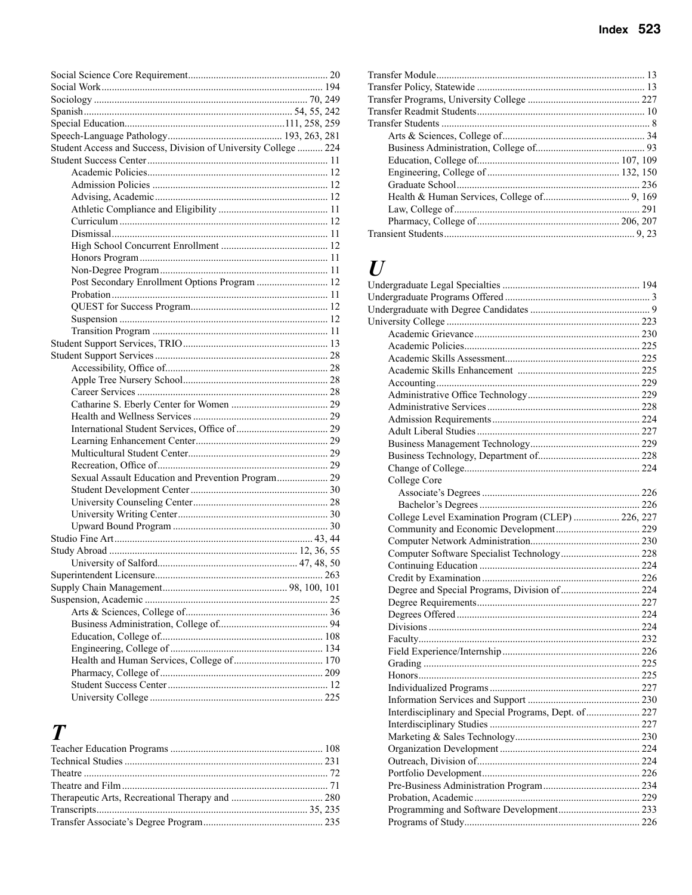Social Science Core Requirement ........ 20
Social Work ........ 194
Sociology ........ 70, 249
Spanish ........ 54, 55, 242
Special Education ........ 111, 258, 259
Speech-Language Pathology ........ 193, 263, 281
Student Access and Success, Division of University College ........ 224
Student Success Center ........ 11
- Academic Policies ........ 12
- Admission Policies ........ 12
- Advising, Academic ........ 12
- Athletic Compliance and Eligibility ........ 11
- Curriculum ........ 12
- Dismissal ........ 11
- High School Concurrent Enrollment ........ 12
- Honors Program ........ 11
- Non-Degree Program ........ 11
- Post Secondary Enrollment Options Program ........ 12
- Probation ........ 11
- QUEST for Success Program ........ 12
- Suspension ........ 12
- Transition Program ........ 11

Student Support Services, TRIO ........ 13
Student Support Services ........ 28
- Accessibility, Office of ........ 28
- Apple Tree Nursery School ........ 28
- Career Services ........ 28
- Catharine S. Eberly Center for Women ........ 29
- Health and Wellness Services ........ 29
- International Student Services, Office of ........ 29
- Learning Enhancement Center ........ 29
- Multicultural Student Center ........ 29
- Recreation, Office of ........ 29
- Sexual Assault Education and Prevention Program ........ 29
- Student Development Center ........ 30
- University Counseling Center ........ 28
- University Writing Center ........ 30
- Upward Bound Program ........ 30

Studio Fine Art ........ 43, 44
Study Abroad ........ 12, 36, 55
- University of Salford ........ 47, 48, 50

Superintendent Licensure ........ 263
Supply Chain Management ........ 98, 100, 101
Suspension, Academic ........ 25
- Arts & Sciences, College of ........ 36
- Business Administration, College of ........ 94
- Education, College of ........ 108
- Engineering, College of ........ 134
- Health and Human Services, College of ........ 170
- Pharmacy, College of ........ 209
- Student Success Center ........ 12
- University College ........ 225

# *T*

Teacher Education Programs ........ 108
Technical Studies ........ 231
Theatre ........ 72
Theatre and Film ........ 71
Therapeutic Arts, Recreational Therapy and ........ 280
Transcripts ........ 35, 235
Transfer Associate's Degree Program ........ 235
Transfer Module ........ 13
Transfer Policy, Statewide ........ 13
Transfer Programs, University College ........ 227
Transfer Readmit Students ........ 10
Transfer Students ........ 8
- Arts & Sciences, College of ........ 34
- Business Administration, College of ........ 93
- Education, College of ........ 107, 109
- Engineering, College of ........ 132, 150
- Graduate School ........ 236
- Health & Human Services, College of ........ 9, 169
- Law, College of ........ 291
- Pharmacy, College of ........ 206, 207

Transient Students ........ 9, 23

# *U*

Undergraduate Legal Specialties ........ 194
Undergraduate Programs Offered ........ 3
Undergraduate with Degree Candidates ........ 9
University College ........ 223
- Academic Grievance ........ 230
- Academic Policies ........ 225
- Academic Skills Assessment ........ 225
- Academic Skills Enhancement ........ 225
- Accounting ........ 229
- Administrative Office Technology ........ 229
- Administrative Services ........ 228
- Admission Requirements ........ 224
- Adult Liberal Studies ........ 227
- Business Management Technology ........ 229
- Business Technology, Department of ........ 228
- Change of College ........ 224
- College Core
  - Associate's Degrees ........ 226
  - Bachelor's Degrees ........ 226
- College Level Examination Program (CLEP) ........ 226, 227
- Community and Economic Development ........ 229
- Computer Network Administration ........ 230
- Computer Software Specialist Technology ........ 228
- Continuing Education ........ 224
- Credit by Examination ........ 226
- Degree and Special Programs, Division of ........ 224
- Degree Requirements ........ 227
- Degrees Offered ........ 224
- Divisions ........ 224
- Faculty ........ 232
- Field Experience/Internship ........ 226
- Grading ........ 225
- Honors ........ 225
- Individualized Programs ........ 227
- Information Services and Support ........ 230
- Interdisciplinary and Special Programs, Dept. of ........ 227
- Interdisciplinary Studies ........ 227
- Marketing & Sales Technology ........ 230
- Organization Development ........ 224
- Outreach, Division of ........ 224
- Portfolio Development ........ 226
- Pre-Business Administration Program ........ 234
- Probation, Academic ........ 229
- Programming and Software Development ........ 233
- Programs of Study ........ 226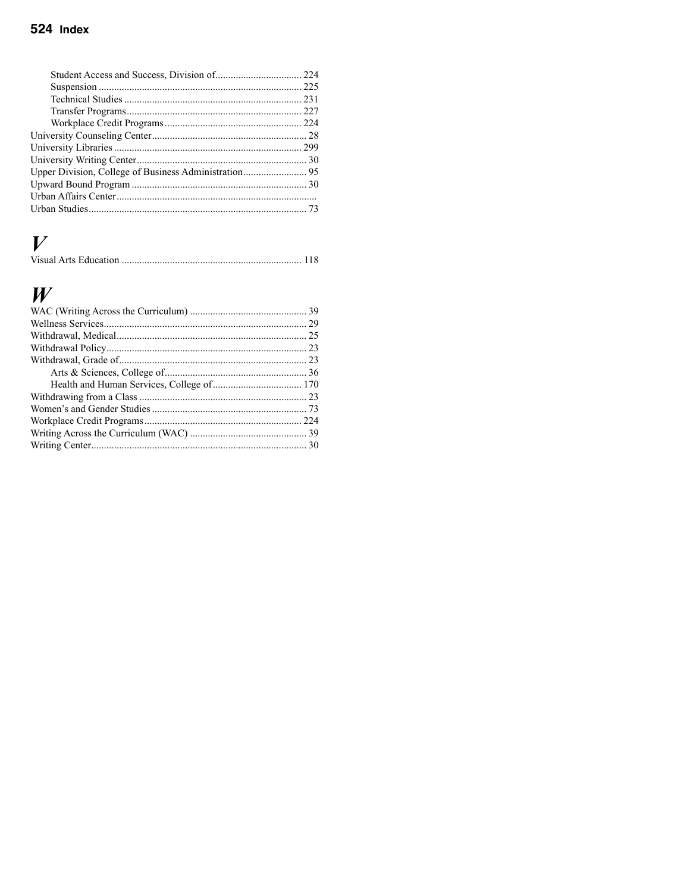Student Access and Success, Division of .................................. 224
Suspension ............................................................................... 225
Technical Studies ..................................................................... 231
Transfer Programs .................................................................... 227
Workplace Credit Programs ..................................................... 224

University Counseling Center ............................................................ 28
University Libraries .......................................................................... 299
University Writing Center .................................................................. 30
Upper Division, College of Business Administration ......................... 95
Upward Bound Program ..................................................................... 30
Urban Affairs Center .............................................................................
Urban Studies ..................................................................................... 73

## V

Visual Arts Education ...................................................................... 118

## W

WAC (Writing Across the Curriculum) .............................................. 39
Wellness Services ............................................................................... 29
Withdrawal, Medical ........................................................................... 25
Withdrawal Policy .............................................................................. 23
Withdrawal, Grade of ......................................................................... 23
Arts & Sciences, College of ....................................................... 36
Health and Human Services, College of ................................... 170

Withdrawing from a Class .................................................................. 23
Women's and Gender Studies ............................................................. 73
Workplace Credit Programs .............................................................. 224
Writing Across the Curriculum (WAC) .............................................. 39
Writing Center .................................................................................... 30